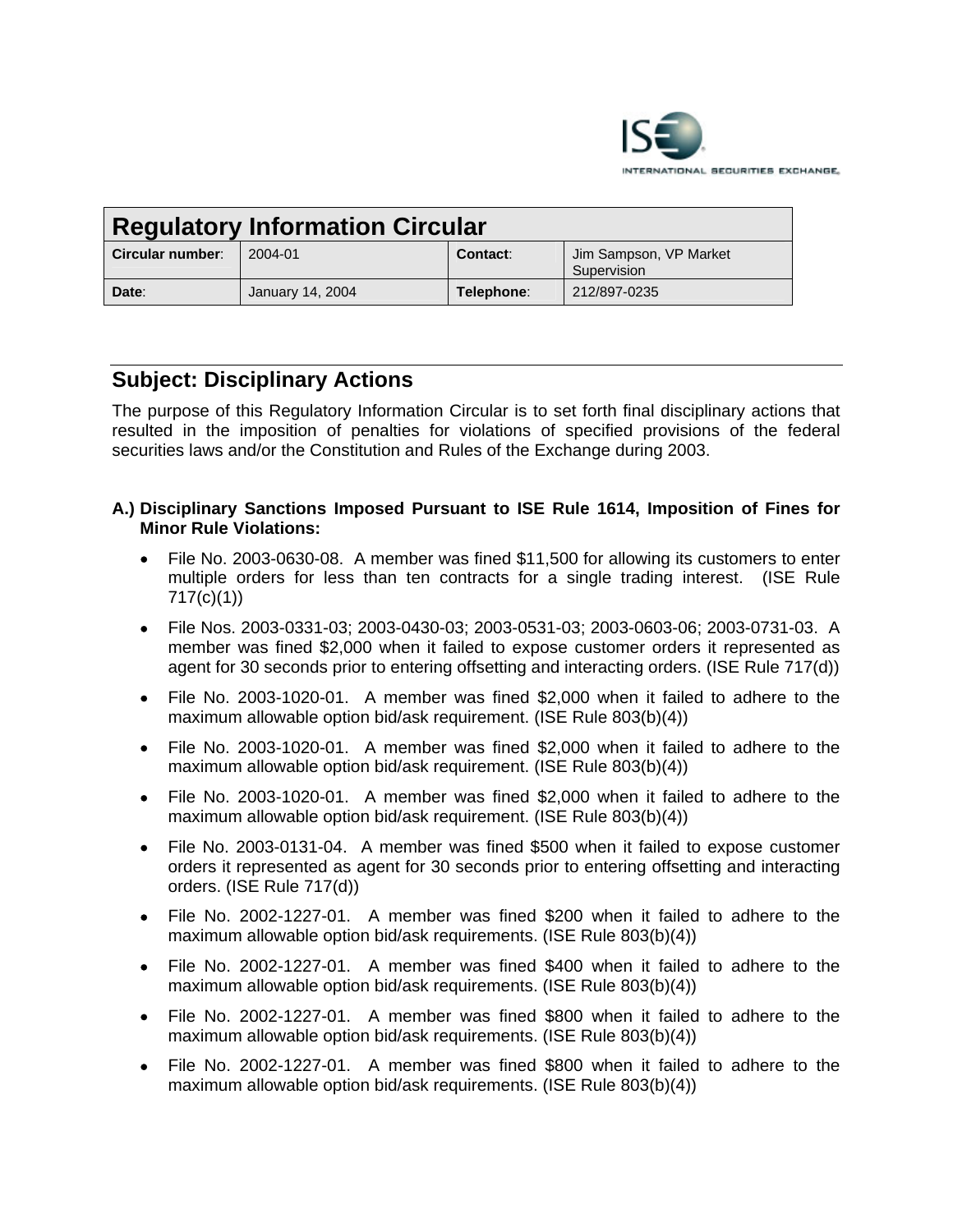ISE
INTERNATIONAL SECURITIES EXCHANGE

| Regulatory Information Circular | | | |
|---|---|---|---|
| **Circular number**: | 2004-01 | **Contact**: | Jim Sampson, VP Market Supervision |
| **Date**: | January 14, 2004 | **Telephone**: | 212/897-0235 |

## Subject: Disciplinary Actions

The purpose of this Regulatory Information Circular is to set forth final disciplinary actions that resulted in the imposition of penalties for violations of specified provisions of the federal securities laws and/or the Constitution and Rules of the Exchange during 2003.

**A.) Disciplinary Sanctions Imposed Pursuant to ISE Rule 1614, Imposition of Fines for Minor Rule Violations:**

- File No. 2003-0630-08. A member was fined $11,500 for allowing its customers to enter multiple orders for less than ten contracts for a single trading interest. (ISE Rule 717(c)(1))
- File Nos. 2003-0331-03; 2003-0430-03; 2003-0531-03; 2003-0603-06; 2003-0731-03. A member was fined $2,000 when it failed to expose customer orders it represented as agent for 30 seconds prior to entering offsetting and interacting orders. (ISE Rule 717(d))
- File No. 2003-1020-01. A member was fined $2,000 when it failed to adhere to the maximum allowable option bid/ask requirement. (ISE Rule 803(b)(4))
- File No. 2003-1020-01. A member was fined $2,000 when it failed to adhere to the maximum allowable option bid/ask requirement. (ISE Rule 803(b)(4))
- File No. 2003-1020-01. A member was fined $2,000 when it failed to adhere to the maximum allowable option bid/ask requirement. (ISE Rule 803(b)(4))
- File No. 2003-0131-04. A member was fined $500 when it failed to expose customer orders it represented as agent for 30 seconds prior to entering offsetting and interacting orders. (ISE Rule 717(d))
- File No. 2002-1227-01. A member was fined $200 when it failed to adhere to the maximum allowable option bid/ask requirements. (ISE Rule 803(b)(4))
- File No. 2002-1227-01. A member was fined $400 when it failed to adhere to the maximum allowable option bid/ask requirements. (ISE Rule 803(b)(4))
- File No. 2002-1227-01. A member was fined $800 when it failed to adhere to the maximum allowable option bid/ask requirements. (ISE Rule 803(b)(4))
- File No. 2002-1227-01. A member was fined $800 when it failed to adhere to the maximum allowable option bid/ask requirements. (ISE Rule 803(b)(4))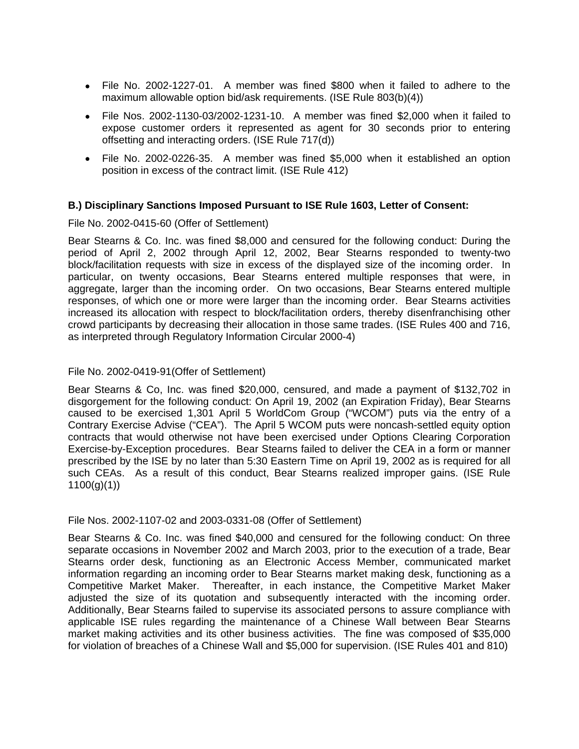- File No. 2002-1227-01. A member was fined $800 when it failed to adhere to the maximum allowable option bid/ask requirements. (ISE Rule 803(b)(4))
- File Nos. 2002-1130-03/2002-1231-10. A member was fined $2,000 when it failed to expose customer orders it represented as agent for 30 seconds prior to entering offsetting and interacting orders. (ISE Rule 717(d))
- File No. 2002-0226-35. A member was fined $5,000 when it established an option position in excess of the contract limit. (ISE Rule 412)

**B.) Disciplinary Sanctions Imposed Pursuant to ISE Rule 1603, Letter of Consent:**

File No. 2002-0415-60 (Offer of Settlement)

Bear Stearns & Co. Inc. was fined $8,000 and censured for the following conduct: During the period of April 2, 2002 through April 12, 2002, Bear Stearns responded to twenty-two block/facilitation requests with size in excess of the displayed size of the incoming order. In particular, on twenty occasions, Bear Stearns entered multiple responses that were, in aggregate, larger than the incoming order. On two occasions, Bear Stearns entered multiple responses, of which one or more were larger than the incoming order. Bear Stearns activities increased its allocation with respect to block/facilitation orders, thereby disenfranchising other crowd participants by decreasing their allocation in those same trades. (ISE Rules 400 and 716, as interpreted through Regulatory Information Circular 2000-4)

File No. 2002-0419-91(Offer of Settlement)

Bear Stearns & Co, Inc. was fined $20,000, censured, and made a payment of $132,702 in disgorgement for the following conduct: On April 19, 2002 (an Expiration Friday), Bear Stearns caused to be exercised 1,301 April 5 WorldCom Group ("WCOM") puts via the entry of a Contrary Exercise Advise ("CEA"). The April 5 WCOM puts were noncash-settled equity option contracts that would otherwise not have been exercised under Options Clearing Corporation Exercise-by-Exception procedures. Bear Stearns failed to deliver the CEA in a form or manner prescribed by the ISE by no later than 5:30 Eastern Time on April 19, 2002 as is required for all such CEAs. As a result of this conduct, Bear Stearns realized improper gains. (ISE Rule 1100(g)(1))

File Nos. 2002-1107-02 and 2003-0331-08 (Offer of Settlement)

Bear Stearns & Co. Inc. was fined $40,000 and censured for the following conduct: On three separate occasions in November 2002 and March 2003, prior to the execution of a trade, Bear Stearns order desk, functioning as an Electronic Access Member, communicated market information regarding an incoming order to Bear Stearns market making desk, functioning as a Competitive Market Maker. Thereafter, in each instance, the Competitive Market Maker adjusted the size of its quotation and subsequently interacted with the incoming order. Additionally, Bear Stearns failed to supervise its associated persons to assure compliance with applicable ISE rules regarding the maintenance of a Chinese Wall between Bear Stearns market making activities and its other business activities. The fine was composed of $35,000 for violation of breaches of a Chinese Wall and $5,000 for supervision. (ISE Rules 401 and 810)